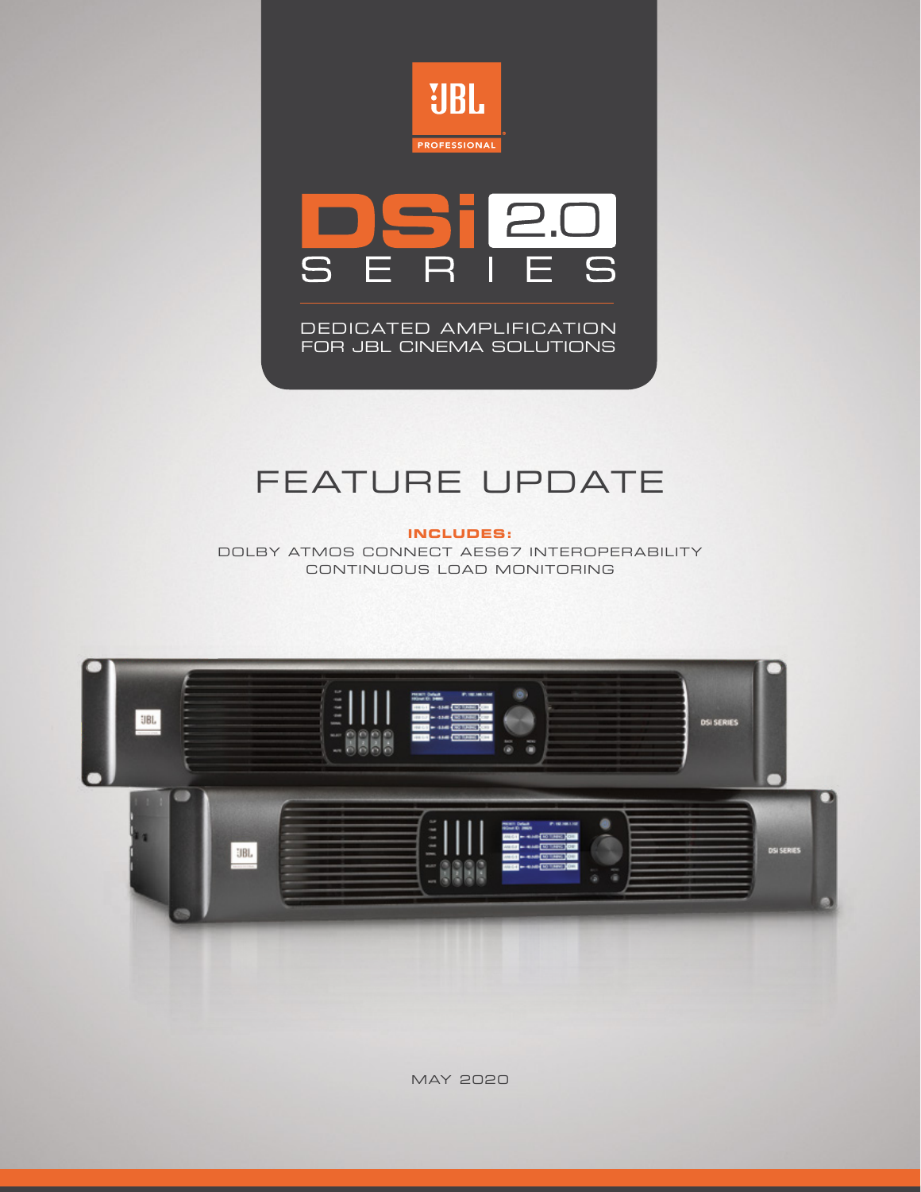JBL PROFESSIONAL

# DSi 2.0 SERIES

DEDICATED AMPLIFICATION FOR JBL CINEMA SOLUTIONS

## FEATURE UPDATE

**INCLUDES:**

DOLBY ATMOS CONNECT AES67 INTEROPERABILITY
CONTINUOUS LOAD MONITORING

MAY 2020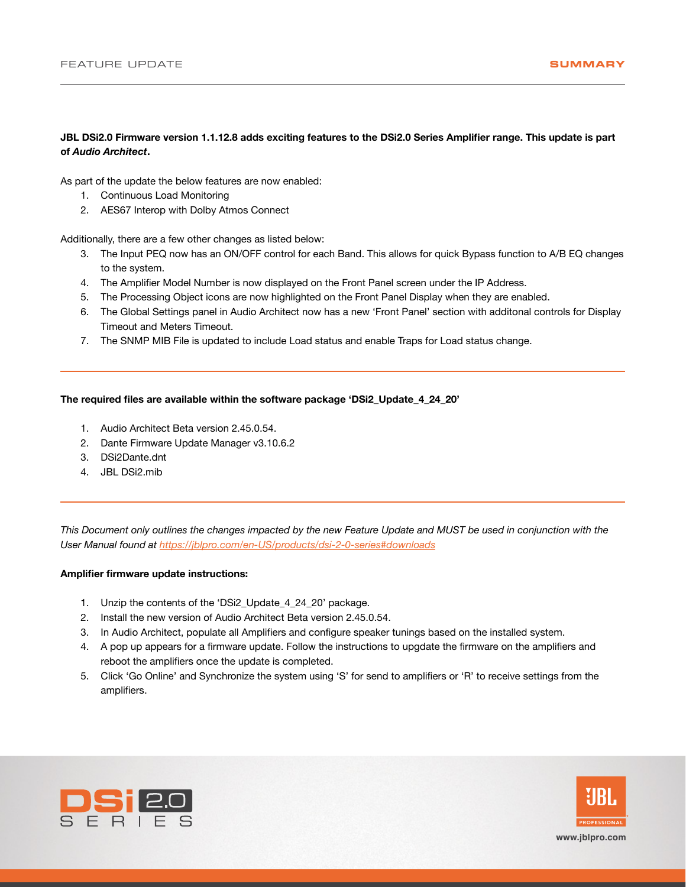FEATURE UPDATE

**SUMMARY**

**JBL DSi2.0 Firmware version 1.1.12.8 adds exciting features to the DSi2.0 Series Amplifier range. This update is part of *Audio Architect*.**

As part of the update the below features are now enabled:

1. Continuous Load Monitoring
2. AES67 Interop with Dolby Atmos Connect

Additionally, there are a few other changes as listed below:

3. The Input PEQ now has an ON/OFF control for each Band. This allows for quick Bypass function to A/B EQ changes to the system.
4. The Amplifier Model Number is now displayed on the Front Panel screen under the IP Address.
5. The Processing Object icons are now highlighted on the Front Panel Display when they are enabled.
6. The Global Settings panel in Audio Architect now has a new 'Front Panel' section with additonal controls for Display Timeout and Meters Timeout.
7. The SNMP MIB File is updated to include Load status and enable Traps for Load status change.

---

**The required files are available within the software package 'DSi2_Update_4_24_20'**

1. Audio Architect Beta version 2.45.0.54.
2. Dante Firmware Update Manager v3.10.6.2
3. DSi2Dante.dnt
4. JBL DSi2.mib

---

*This Document only outlines the changes impacted by the new Feature Update and MUST be used in conjunction with the User Manual found at [https://jblpro.com/en-US/products/dsi-2-0-series#downloads](https://jblpro.com/en-US/products/dsi-2-0-series#downloads)*

**Amplifier firmware update instructions:**

1. Unzip the contents of the 'DSi2_Update_4_24_20' package.
2. Install the new version of Audio Architect Beta version 2.45.0.54.
3. In Audio Architect, populate all Amplifiers and configure speaker tunings based on the installed system.
4. A pop up appears for a firmware update. Follow the instructions to upgdate the firmware on the amplifiers and reboot the amplifiers once the update is completed.
5. Click 'Go Online' and Synchronize the system using 'S' for send to amplifiers or 'R' to receive settings from the amplifiers.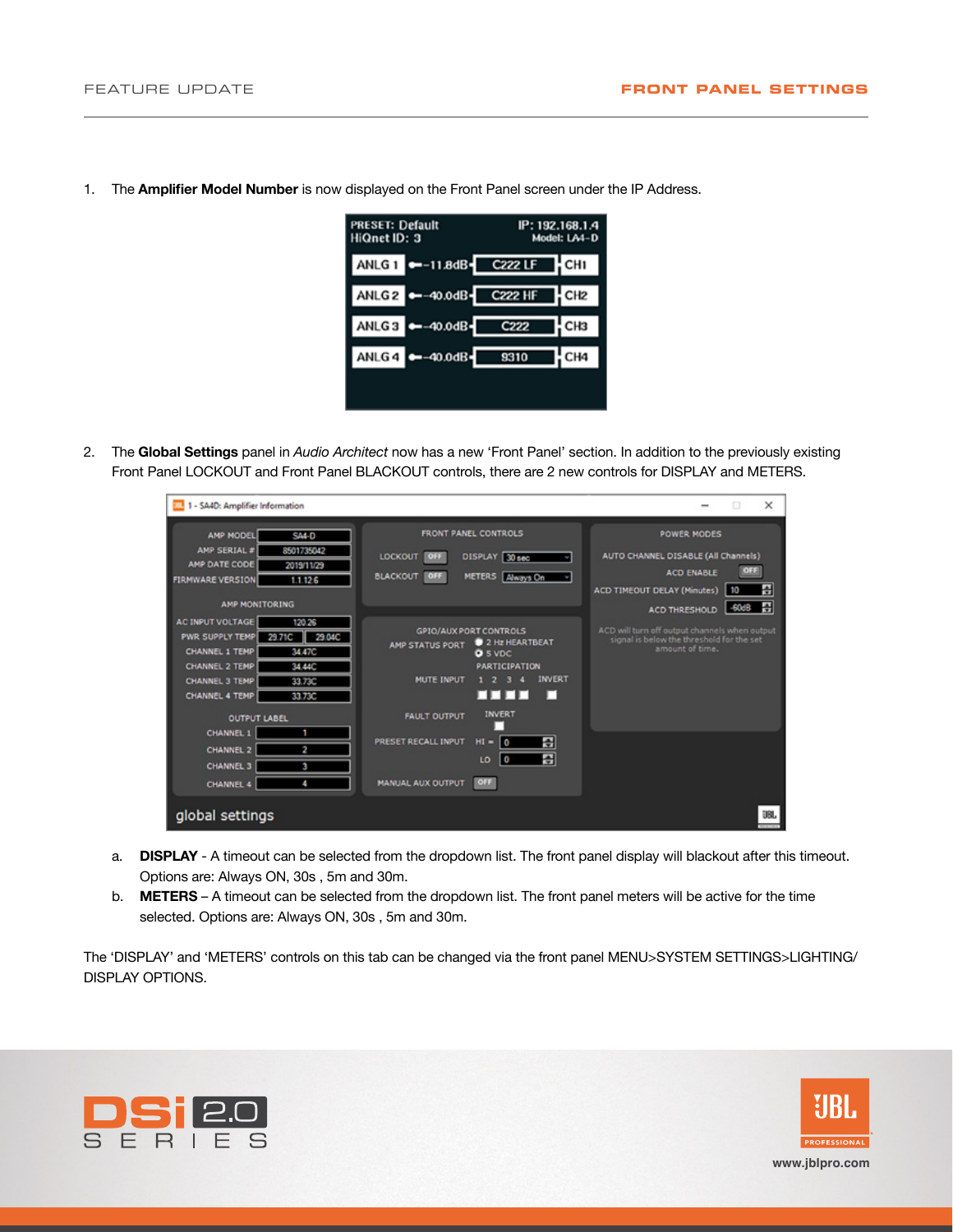1. The **Amplifier Model Number** is now displayed on the Front Panel screen under the IP Address.

2. The **Global Settings** panel in *Audio Architect* now has a new 'Front Panel' section. In addition to the previously existing Front Panel LOCKOUT and Front Panel BLACKOUT controls, there are 2 new controls for DISPLAY and METERS.

   a. **DISPLAY** - A timeout can be selected from the dropdown list. The front panel display will blackout after this timeout. Options are: Always ON, 30s , 5m and 30m.

   b. **METERS** – A timeout can be selected from the dropdown list. The front panel meters will be active for the time selected. Options are: Always ON, 30s , 5m and 30m.

The 'DISPLAY' and 'METERS' controls on this tab can be changed via the front panel MENU>SYSTEM SETTINGS>LIGHTING/ DISPLAY OPTIONS.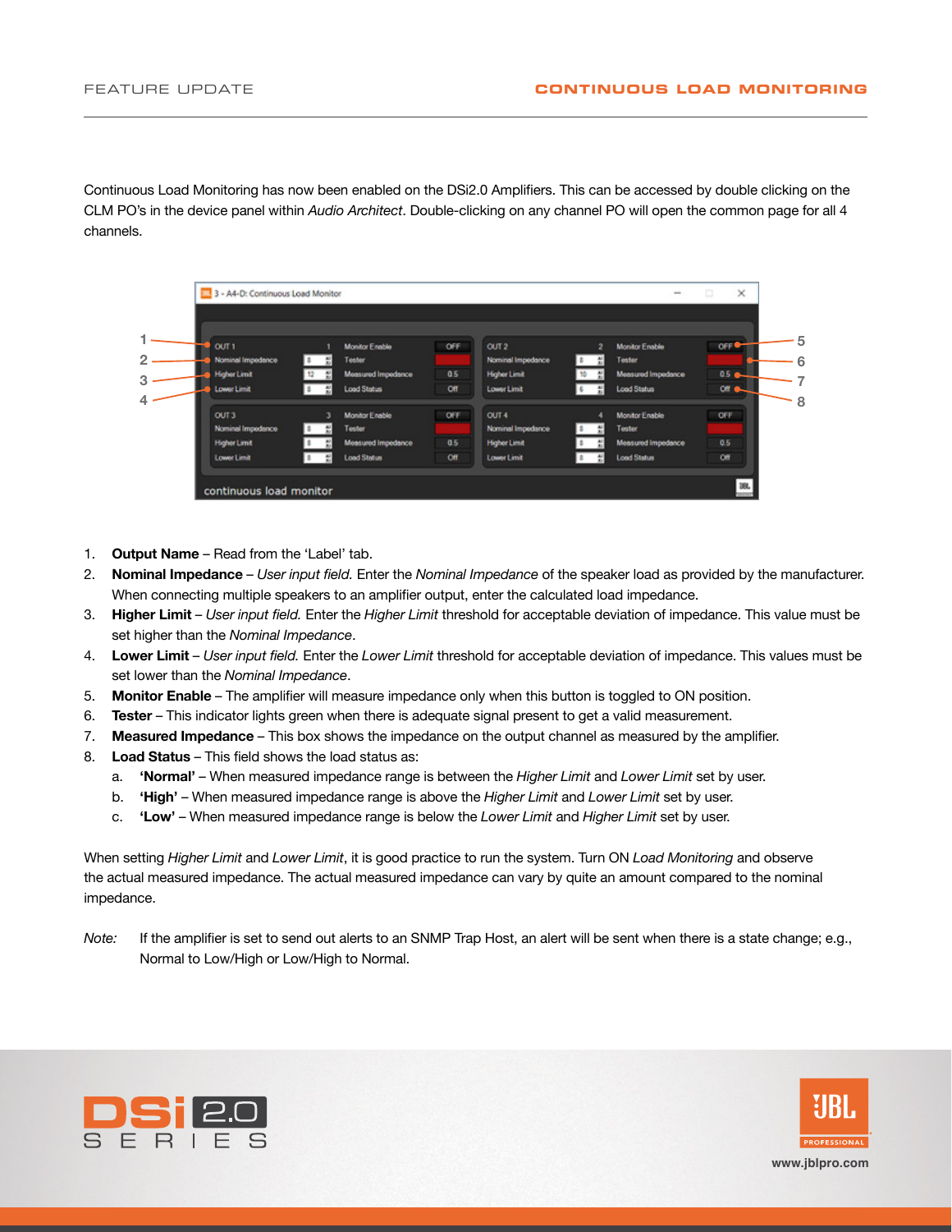Continuous Load Monitoring has now been enabled on the DSi2.0 Amplifiers. This can be accessed by double clicking on the CLM PO's in the device panel within *Audio Architect*. Double-clicking on any channel PO will open the common page for all 4 channels.

1. **Output Name** – Read from the 'Label' tab.
2. **Nominal Impedance** – *User input field.* Enter the *Nominal Impedance* of the speaker load as provided by the manufacturer. When connecting multiple speakers to an amplifier output, enter the calculated load impedance.
3. **Higher Limit** – *User input field.* Enter the *Higher Limit* threshold for acceptable deviation of impedance. This value must be set higher than the *Nominal Impedance*.
4. **Lower Limit** – *User input field.* Enter the *Lower Limit* threshold for acceptable deviation of impedance. This values must be set lower than the *Nominal Impedance*.
5. **Monitor Enable** – The amplifier will measure impedance only when this button is toggled to ON position.
6. **Tester** – This indicator lights green when there is adequate signal present to get a valid measurement.
7. **Measured Impedance** – This box shows the impedance on the output channel as measured by the amplifier.
8. **Load Status** – This field shows the load status as:
   a. **'Normal'** – When measured impedance range is between the *Higher Limit* and *Lower Limit* set by user.
   b. **'High'** – When measured impedance range is above the *Higher Limit* and *Lower Limit* set by user.
   c. **'Low'** – When measured impedance range is below the *Lower Limit* and *Higher Limit* set by user.

When setting *Higher Limit* and *Lower Limit*, it is good practice to run the system. Turn ON *Load Monitoring* and observe the actual measured impedance. The actual measured impedance can vary by quite an amount compared to the nominal impedance.

*Note:* If the amplifier is set to send out alerts to an SNMP Trap Host, an alert will be sent when there is a state change; e.g., Normal to Low/High or Low/High to Normal.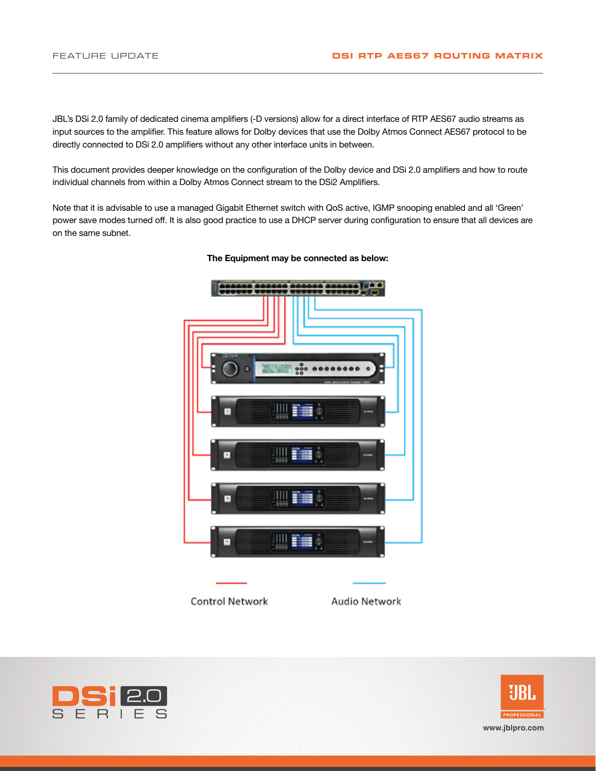JBL's DSi 2.0 family of dedicated cinema amplifiers (-D versions) allow for a direct interface of RTP AES67 audio streams as input sources to the amplifier. This feature allows for Dolby devices that use the Dolby Atmos Connect AES67 protocol to be directly connected to DSi 2.0 amplifiers without any other interface units in between.

This document provides deeper knowledge on the configuration of the Dolby device and DSi 2.0 amplifiers and how to route individual channels from within a Dolby Atmos Connect stream to the DSi2 Amplifiers.

Note that it is advisable to use a managed Gigabit Ethernet switch with QoS active, IGMP snooping enabled and all 'Green' power save modes turned off. It is also good practice to use a DHCP server during configuration to ensure that all devices are on the same subnet.

**The Equipment may be connected as below:**

Control Network

Audio Network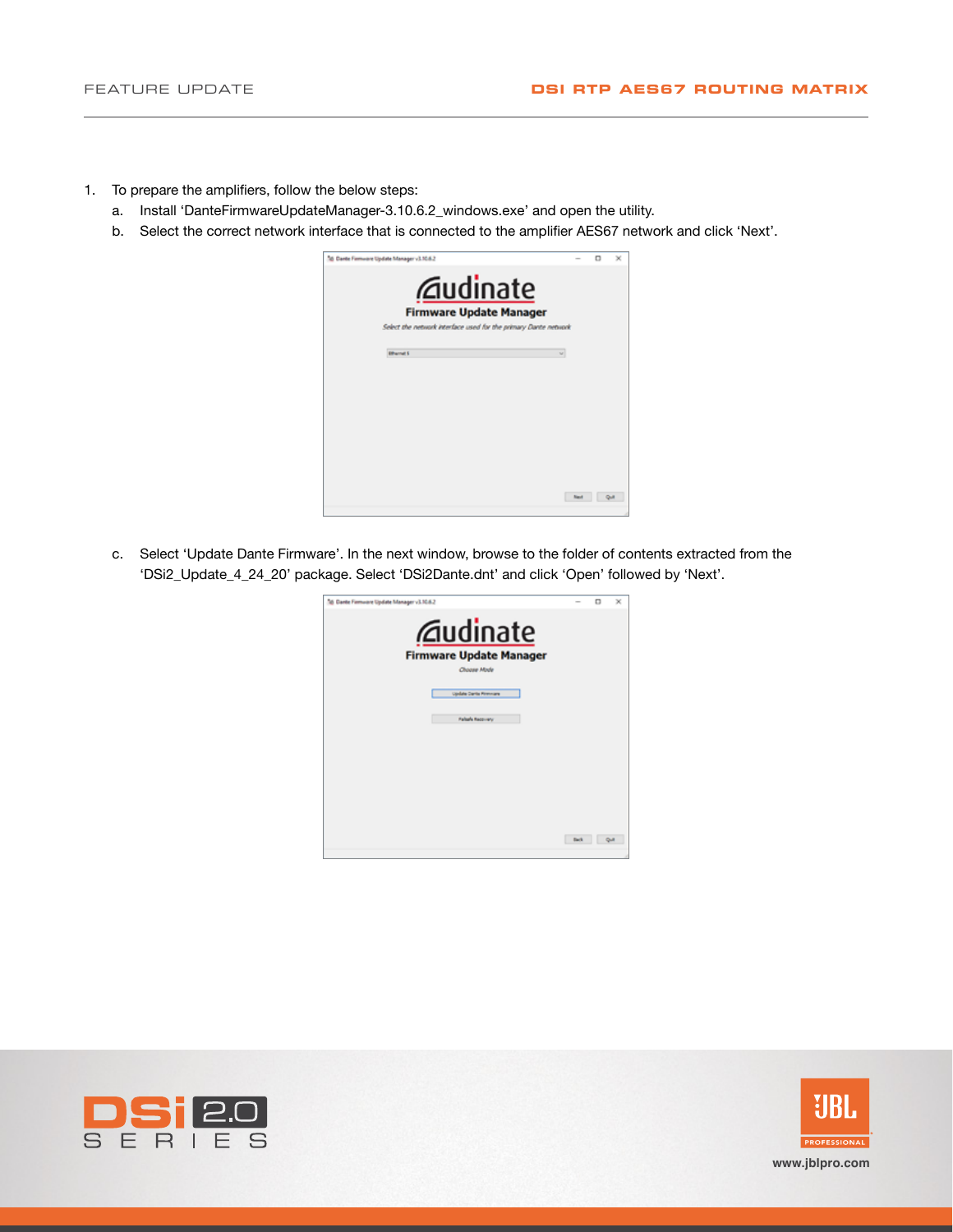1. To prepare the amplifiers, follow the below steps:
   a. Install 'DanteFirmwareUpdateManager-3.10.6.2_windows.exe' and open the utility.
   b. Select the correct network interface that is connected to the amplifier AES67 network and click 'Next'.
   c. Select 'Update Dante Firmware'. In the next window, browse to the folder of contents extracted from the 'DSi2_Update_4_24_20' package. Select 'DSi2Dante.dnt' and click 'Open' followed by 'Next'.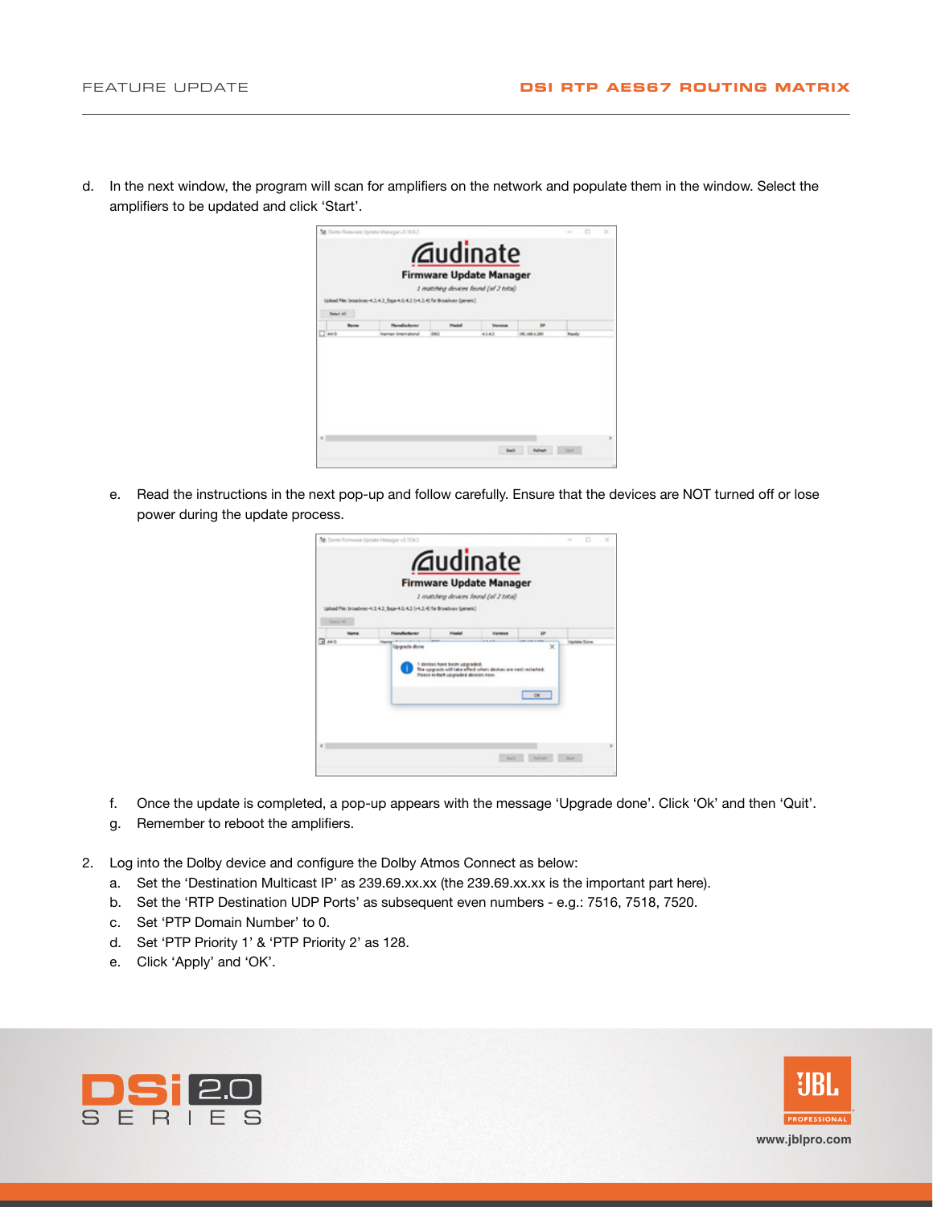d. In the next window, the program will scan for amplifiers on the network and populate them in the window. Select the amplifiers to be updated and click 'Start'.

e. Read the instructions in the next pop-up and follow carefully. Ensure that the devices are NOT turned off or lose power during the update process.

f. Once the update is completed, a pop-up appears with the message 'Upgrade done'. Click 'Ok' and then 'Quit'.

g. Remember to reboot the amplifiers.

2. Log into the Dolby device and configure the Dolby Atmos Connect as below:
   a. Set the 'Destination Multicast IP' as 239.69.xx.xx (the 239.69.xx.xx is the important part here).
   b. Set the 'RTP Destination UDP Ports' as subsequent even numbers - e.g.: 7516, 7518, 7520.
   c. Set 'PTP Domain Number' to 0.
   d. Set 'PTP Priority 1' & 'PTP Priority 2' as 128.
   e. Click 'Apply' and 'OK'.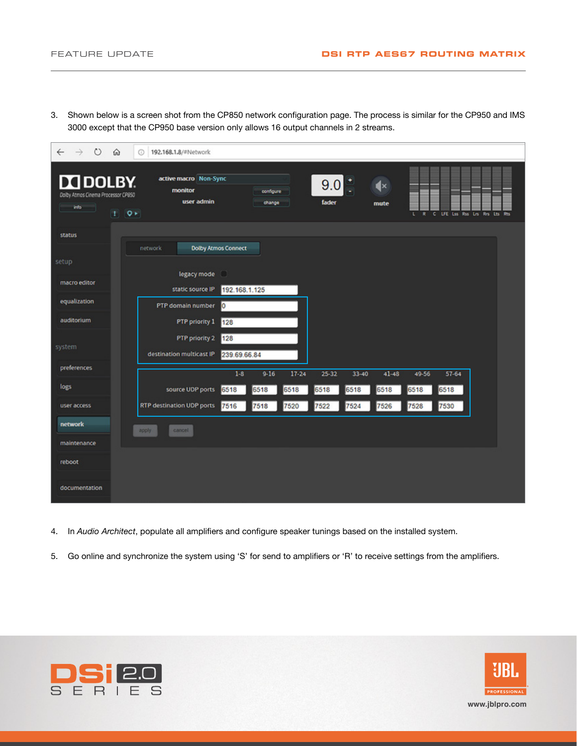3. Shown below is a screen shot from the CP850 network configuration page. The process is similar for the CP950 and IMS 3000 except that the CP950 base version only allows 16 output channels in 2 streams.

4. In *Audio Architect*, populate all amplifiers and configure speaker tunings based on the installed system.

5. Go online and synchronize the system using ‘S’ for send to amplifiers or ‘R’ to receive settings from the amplifiers.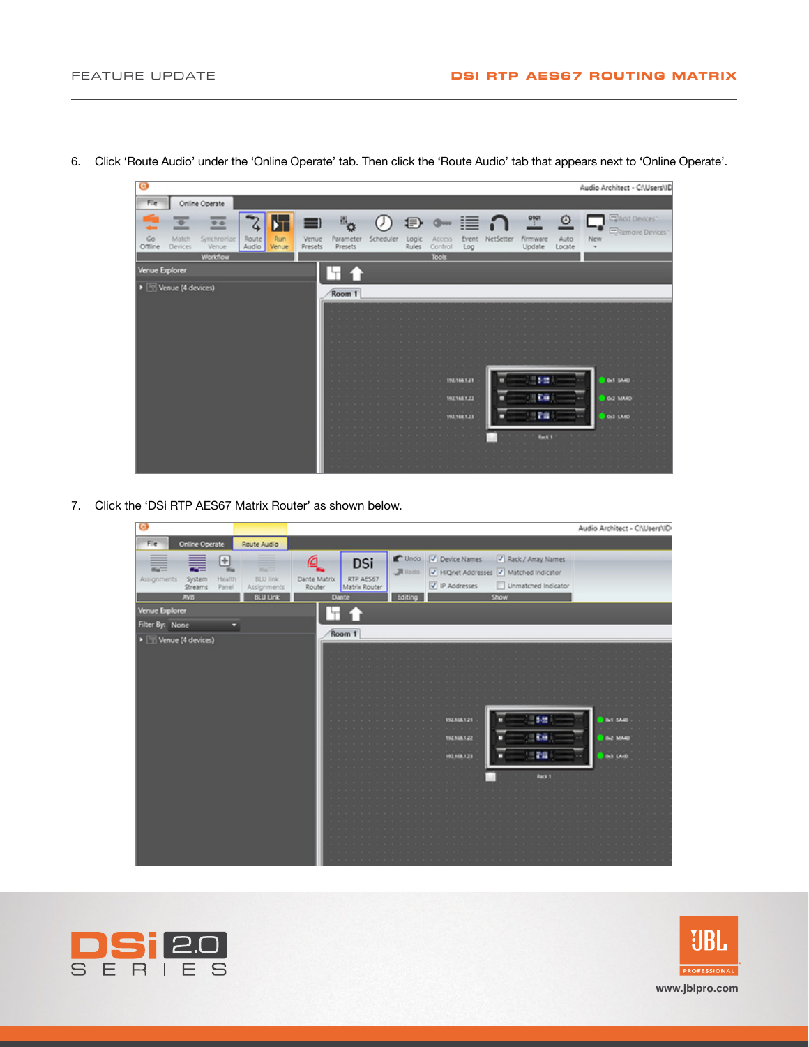6. Click 'Route Audio' under the 'Online Operate' tab. Then click the 'Route Audio' tab that appears next to 'Online Operate'.

7. Click the 'DSi RTP AES67 Matrix Router' as shown below.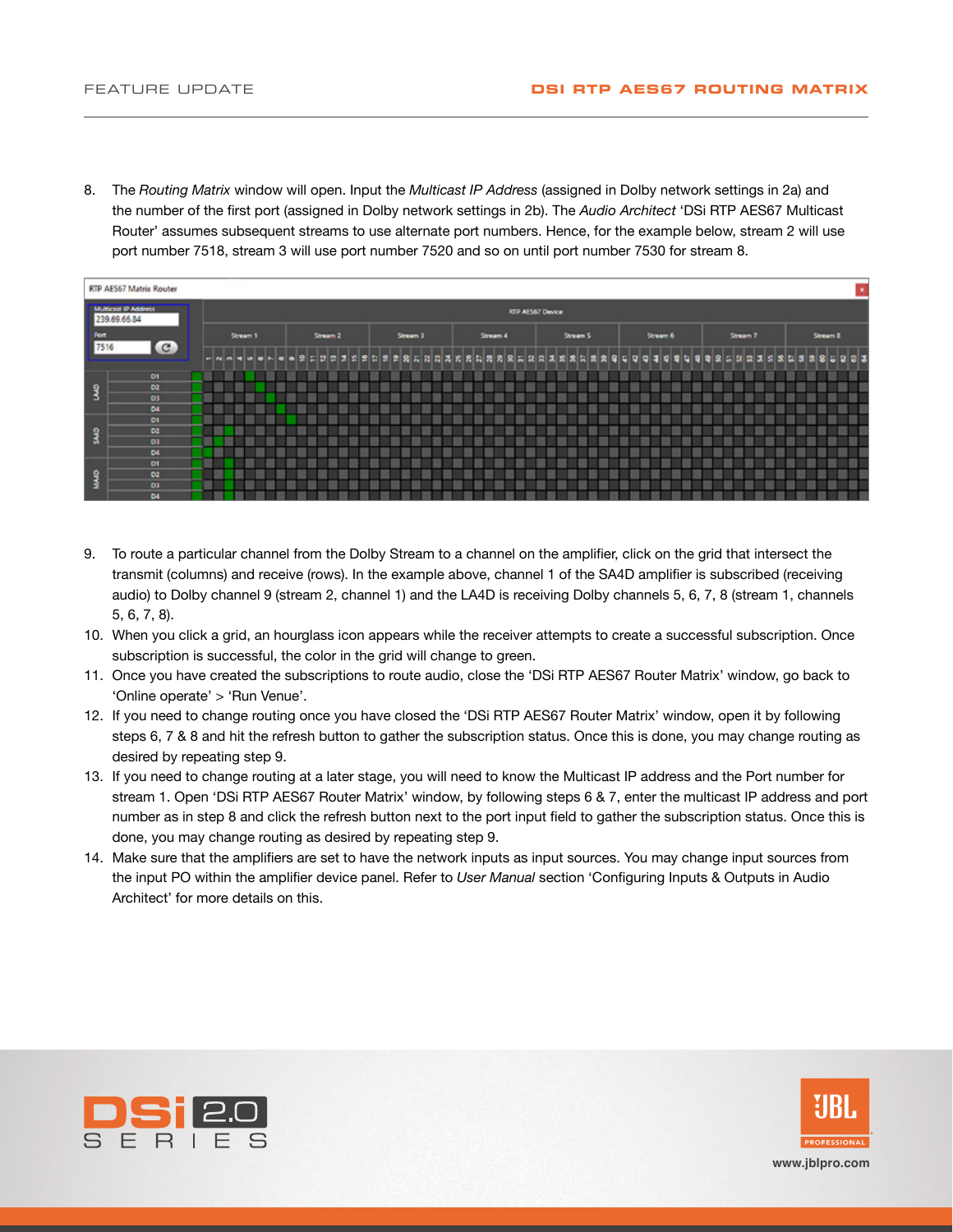8. The *Routing Matrix* window will open. Input the *Multicast IP Address* (assigned in Dolby network settings in 2a) and the number of the first port (assigned in Dolby network settings in 2b). The *Audio Architect* 'DSi RTP AES67 Multicast Router' assumes subsequent streams to use alternate port numbers. Hence, for the example below, stream 2 will use port number 7518, stream 3 will use port number 7520 and so on until port number 7530 for stream 8.

9. To route a particular channel from the Dolby Stream to a channel on the amplifier, click on the grid that intersect the transmit (columns) and receive (rows). In the example above, channel 1 of the SA4D amplifier is subscribed (receiving audio) to Dolby channel 9 (stream 2, channel 1) and the LA4D is receiving Dolby channels 5, 6, 7, 8 (stream 1, channels 5, 6, 7, 8).
10. When you click a grid, an hourglass icon appears while the receiver attempts to create a successful subscription. Once subscription is successful, the color in the grid will change to green.
11. Once you have created the subscriptions to route audio, close the 'DSi RTP AES67 Router Matrix' window, go back to 'Online operate' > 'Run Venue'.
12. If you need to change routing once you have closed the 'DSi RTP AES67 Router Matrix' window, open it by following steps 6, 7 & 8 and hit the refresh button to gather the subscription status. Once this is done, you may change routing as desired by repeating step 9.
13. If you need to change routing at a later stage, you will need to know the Multicast IP address and the Port number for stream 1. Open 'DSi RTP AES67 Router Matrix' window, by following steps 6 & 7, enter the multicast IP address and port number as in step 8 and click the refresh button next to the port input field to gather the subscription status. Once this is done, you may change routing as desired by repeating step 9.
14. Make sure that the amplifiers are set to have the network inputs as input sources. You may change input sources from the input PO within the amplifier device panel. Refer to *User Manual* section 'Configuring Inputs & Outputs in Audio Architect' for more details on this.

www.jblpro.com